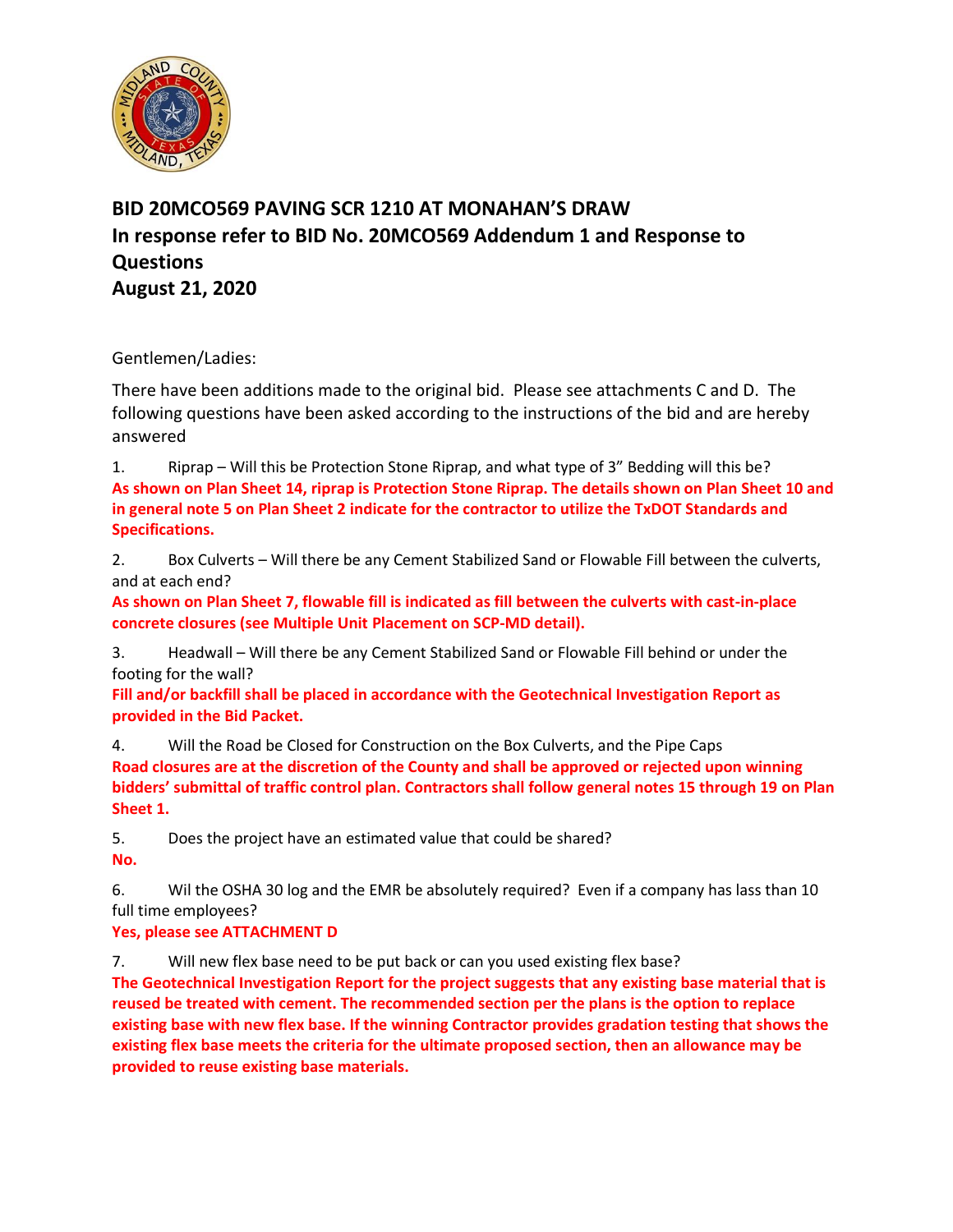# BID 20MCO569 PAVING SCR 1210 AT MONAHAN'S DRAW
## In response refer to BID No. 20MCO569 Addendum 1 and Response to Questions
## August 21, 2020

Gentlemen/Ladies:

There have been additions made to the original bid. Please see attachments C and D. The following questions have been asked according to the instructions of the bid and are hereby answered

1. Riprap – Will this be Protection Stone Riprap, and what type of 3" Bedding will this be?
**As shown on Plan Sheet 14, riprap is Protection Stone Riprap. The details shown on Plan Sheet 10 and in general note 5 on Plan Sheet 2 indicate for the contractor to utilize the TxDOT Standards and Specifications.**

2. Box Culverts – Will there be any Cement Stabilized Sand or Flowable Fill between the culverts, and at each end?
**As shown on Plan Sheet 7, flowable fill is indicated as fill between the culverts with cast-in-place concrete closures (see Multiple Unit Placement on SCP-MD detail).**

3. Headwall – Will there be any Cement Stabilized Sand or Flowable Fill behind or under the footing for the wall?
**Fill and/or backfill shall be placed in accordance with the Geotechnical Investigation Report as provided in the Bid Packet.**

4. Will the Road be Closed for Construction on the Box Culverts, and the Pipe Caps
**Road closures are at the discretion of the County and shall be approved or rejected upon winning bidders' submittal of traffic control plan. Contractors shall follow general notes 15 through 19 on Plan Sheet 1.**

5. Does the project have an estimated value that could be shared?
**No.**

6. Wil the OSHA 30 log and the EMR be absolutely required? Even if a company has lass than 10 full time employees?
**Yes, please see ATTACHMENT D**

7. Will new flex base need to be put back or can you used existing flex base?
**The Geotechnical Investigation Report for the project suggests that any existing base material that is reused be treated with cement. The recommended section per the plans is the option to replace existing base with new flex base. If the winning Contractor provides gradation testing that shows the existing flex base meets the criteria for the ultimate proposed section, then an allowance may be provided to reuse existing base materials.**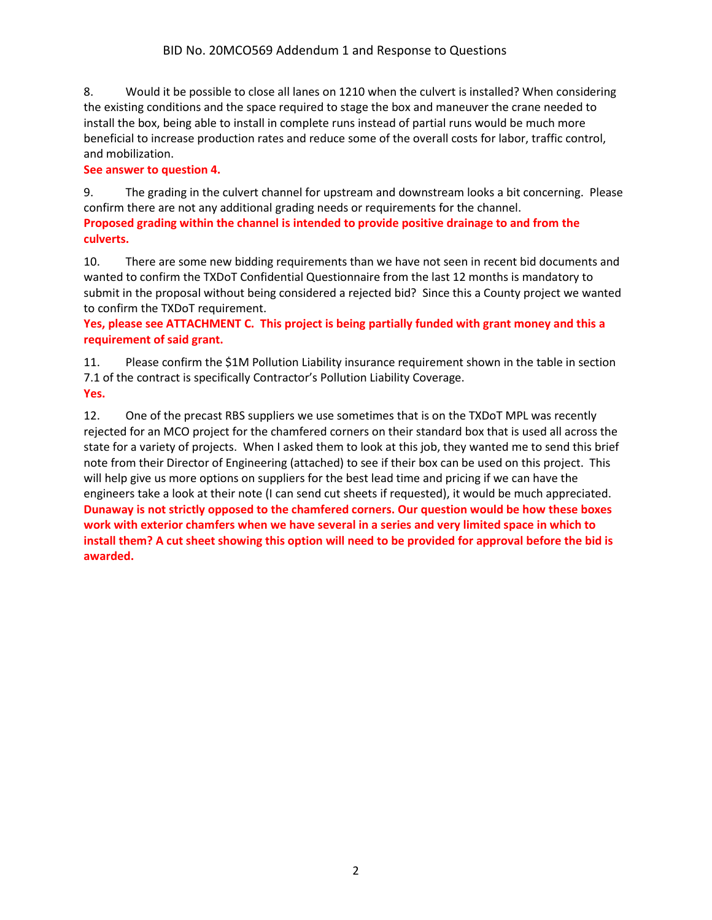8. Would it be possible to close all lanes on 1210 when the culvert is installed? When considering the existing conditions and the space required to stage the box and maneuver the crane needed to install the box, being able to install in complete runs instead of partial runs would be much more beneficial to increase production rates and reduce some of the overall costs for labor, traffic control, and mobilization.

**See answer to question 4.**

9. The grading in the culvert channel for upstream and downstream looks a bit concerning. Please confirm there are not any additional grading needs or requirements for the channel.

**Proposed grading within the channel is intended to provide positive drainage to and from the culverts.**

10. There are some new bidding requirements than we have not seen in recent bid documents and wanted to confirm the TXDoT Confidential Questionnaire from the last 12 months is mandatory to submit in the proposal without being considered a rejected bid? Since this a County project we wanted to confirm the TXDoT requirement.

**Yes, please see ATTACHMENT C. This project is being partially funded with grant money and this a requirement of said grant.**

11. Please confirm the $1M Pollution Liability insurance requirement shown in the table in section 7.1 of the contract is specifically Contractor's Pollution Liability Coverage.

**Yes.**

12. One of the precast RBS suppliers we use sometimes that is on the TXDoT MPL was recently rejected for an MCO project for the chamfered corners on their standard box that is used all across the state for a variety of projects. When I asked them to look at this job, they wanted me to send this brief note from their Director of Engineering (attached) to see if their box can be used on this project. This will help give us more options on suppliers for the best lead time and pricing if we can have the engineers take a look at their note (I can send cut sheets if requested), it would be much appreciated.

**Dunaway is not strictly opposed to the chamfered corners. Our question would be how these boxes work with exterior chamfers when we have several in a series and very limited space in which to install them? A cut sheet showing this option will need to be provided for approval before the bid is awarded.**